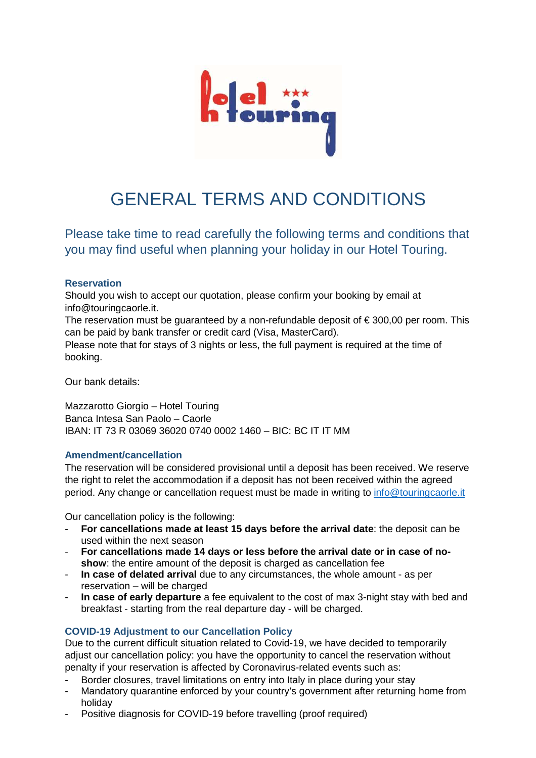# GENERAL TERMS AND CONDITIONS

## Please take time to read carefully the following terms and conditions that you may find useful when planning your holiday in our Hotel Touring.

### Reservation

Should you wish to accept our quotation, please confirm your booking by email at info@touringcaorle.it.
The reservation must be guaranteed by a non-refundable deposit of € 300,00 per room. This can be paid by bank transfer or credit card (Visa, MasterCard).
Please note that for stays of 3 nights or less, the full payment is required at the time of booking.

Our bank details:

Mazzarotto Giorgio – Hotel Touring
Banca Intesa San Paolo – Caorle
IBAN: IT 73 R 03069 36020 0740 0002 1460 – BIC: BC IT IT MM

### Amendment/cancellation

The reservation will be considered provisional until a deposit has been received. We reserve the right to relet the accommodation if a deposit has not been received within the agreed period. Any change or cancellation request must be made in writing to info@touringcaorle.it

Our cancellation policy is the following:

- **For cancellations made at least 15 days before the arrival date**: the deposit can be used within the next season
- **For cancellations made 14 days or less before the arrival date or in case of no-show**: the entire amount of the deposit is charged as cancellation fee
- **In case of delated arrival** due to any circumstances, the whole amount - as per reservation – will be charged
- **In case of early departure** a fee equivalent to the cost of max 3-night stay with bed and breakfast - starting from the real departure day - will be charged.

### COVID-19 Adjustment to our Cancellation Policy

Due to the current difficult situation related to Covid-19, we have decided to temporarily adjust our cancellation policy: you have the opportunity to cancel the reservation without penalty if your reservation is affected by Coronavirus-related events such as:

- Border closures, travel limitations on entry into Italy in place during your stay
- Mandatory quarantine enforced by your country's government after returning home from holiday
- Positive diagnosis for COVID-19 before travelling (proof required)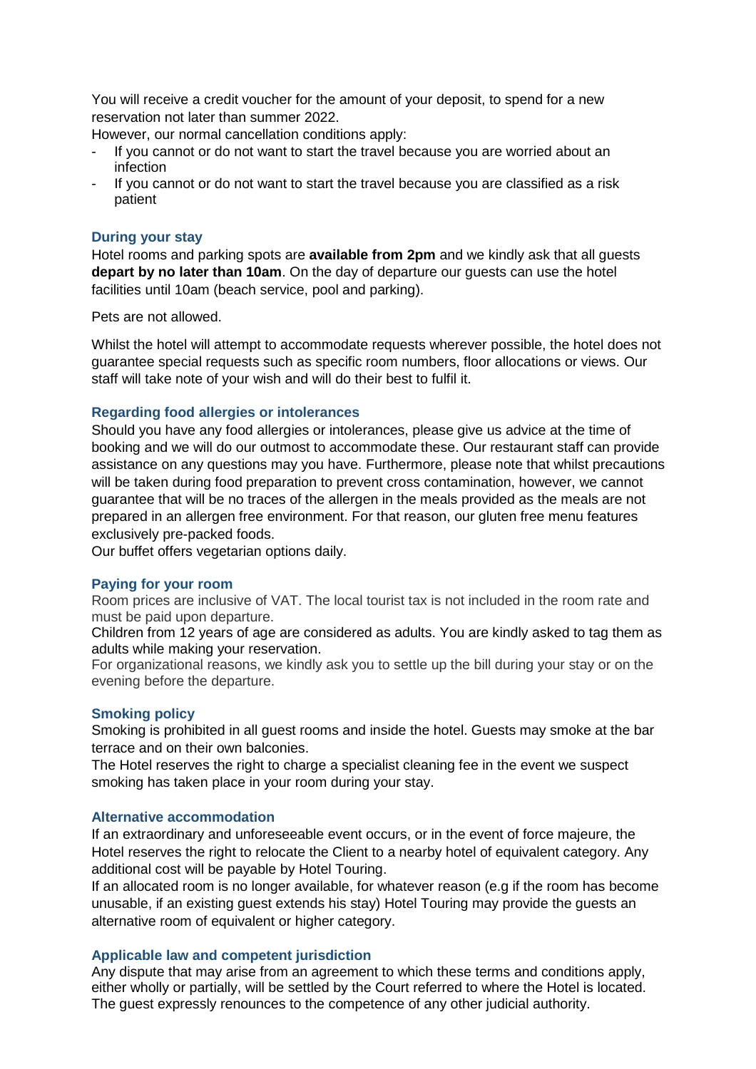You will receive a credit voucher for the amount of your deposit, to spend for a new reservation not later than summer 2022.

However, our normal cancellation conditions apply:

- If you cannot or do not want to start the travel because you are worried about an infection
- If you cannot or do not want to start the travel because you are classified as a risk patient

### During your stay

Hotel rooms and parking spots are **available from 2pm** and we kindly ask that all guests **depart by no later than 10am**. On the day of departure our guests can use the hotel facilities until 10am (beach service, pool and parking).

Pets are not allowed.

Whilst the hotel will attempt to accommodate requests wherever possible, the hotel does not guarantee special requests such as specific room numbers, floor allocations or views. Our staff will take note of your wish and will do their best to fulfil it.

### Regarding food allergies or intolerances

Should you have any food allergies or intolerances, please give us advice at the time of booking and we will do our outmost to accommodate these. Our restaurant staff can provide assistance on any questions may you have. Furthermore, please note that whilst precautions will be taken during food preparation to prevent cross contamination, however, we cannot guarantee that will be no traces of the allergen in the meals provided as the meals are not prepared in an allergen free environment. For that reason, our gluten free menu features exclusively pre-packed foods.

Our buffet offers vegetarian options daily.

### Paying for your room

Room prices are inclusive of VAT. The local tourist tax is not included in the room rate and must be paid upon departure.

Children from 12 years of age are considered as adults. You are kindly asked to tag them as adults while making your reservation.

For organizational reasons, we kindly ask you to settle up the bill during your stay or on the evening before the departure.

### Smoking policy

Smoking is prohibited in all guest rooms and inside the hotel. Guests may smoke at the bar terrace and on their own balconies.

The Hotel reserves the right to charge a specialist cleaning fee in the event we suspect smoking has taken place in your room during your stay.

### Alternative accommodation

If an extraordinary and unforeseeable event occurs, or in the event of force majeure, the Hotel reserves the right to relocate the Client to a nearby hotel of equivalent category. Any additional cost will be payable by Hotel Touring.

If an allocated room is no longer available, for whatever reason (e.g if the room has become unusable, if an existing guest extends his stay) Hotel Touring may provide the guests an alternative room of equivalent or higher category.

### Applicable law and competent jurisdiction

Any dispute that may arise from an agreement to which these terms and conditions apply, either wholly or partially, will be settled by the Court referred to where the Hotel is located. The guest expressly renounces to the competence of any other judicial authority.